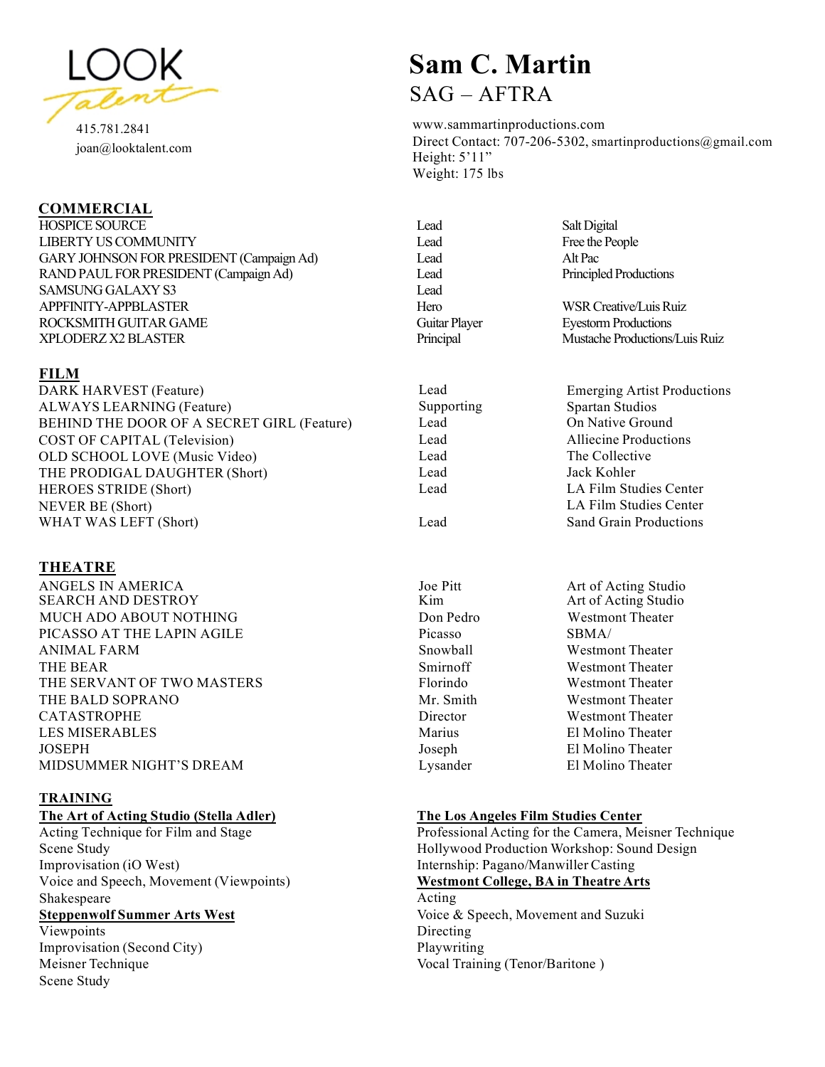LOOK Talent

415.781.2841
joan@looktalent.com

# Sam C. Martin

## SAG – AFTRA

www.sammartinproductions.com
Direct Contact: 707-206-5302, smartinproductions@gmail.com
Height: 5'11"
Weight: 175 lbs

### COMMERCIAL

| | | |
|---|---|---|
| HOSPICE SOURCE | Lead | Salt Digital |
| LIBERTY US COMMUNITY | Lead | Free the People |
| GARY JOHNSON FOR PRESIDENT (Campaign Ad) | Lead | Alt Pac |
| RAND PAUL FOR PRESIDENT (Campaign Ad) | Lead | Principled Productions |
| SAMSUNG GALAXY S3 | Lead | |
| APPFINITY-APPBLASTER | Hero | WSR Creative/Luis Ruiz |
| ROCKSMITH GUITAR GAME | Guitar Player | Eyestorm Productions |
| XPLODERZ X2 BLASTER | Principal | Mustache Productions/Luis Ruiz |

### FILM

| | | |
|---|---|---|
| DARK HARVEST (Feature) | Lead | Emerging Artist Productions |
| ALWAYS LEARNING (Feature) | Supporting | Spartan Studios |
| BEHIND THE DOOR OF A SECRET GIRL (Feature) | Lead | On Native Ground |
| COST OF CAPITAL (Television) | Lead | Alliecine Productions |
| OLD SCHOOL LOVE (Music Video) | Lead | The Collective |
| THE PRODIGAL DAUGHTER (Short) | Lead | Jack Kohler |
| HEROES STRIDE (Short) | Lead | LA Film Studies Center |
| NEVER BE (Short) | | LA Film Studies Center |
| WHAT WAS LEFT (Short) | Lead | Sand Grain Productions |

### THEATRE

| | | |
|---|---|---|
| ANGELS IN AMERICA | Joe Pitt | Art of Acting Studio |
| SEARCH AND DESTROY | Kim | Art of Acting Studio |
| MUCH ADO ABOUT NOTHING | Don Pedro | Westmont Theater |
| PICASSO AT THE LAPIN AGILE | Picasso | SBMA/ |
| ANIMAL FARM | Snowball | Westmont Theater |
| THE BEAR | Smirnoff | Westmont Theater |
| THE SERVANT OF TWO MASTERS | Florindo | Westmont Theater |
| THE BALD SOPRANO | Mr. Smith | Westmont Theater |
| CATASTROPHE | Director | Westmont Theater |
| LES MISERABLES | Marius | El Molino Theater |
| JOSEPH | Joseph | El Molino Theater |
| MIDSUMMER NIGHT'S DREAM | Lysander | El Molino Theater |

### TRAINING

**The Art of Acting Studio (Stella Adler)**
Acting Technique for Film and Stage
Scene Study
Improvisation (iO West)
Voice and Speech, Movement (Viewpoints)
Shakespeare

**Steppenwolf Summer Arts West**
Viewpoints
Improvisation (Second City)
Meisner Technique
Scene Study

**The Los Angeles Film Studies Center**
Professional Acting for the Camera, Meisner Technique
Hollywood Production Workshop: Sound Design
Internship: Pagano/Manwiller Casting

**Westmont College, BA in Theatre Arts**
Acting
Voice & Speech, Movement and Suzuki
Directing
Playwriting
Vocal Training (Tenor/Baritone )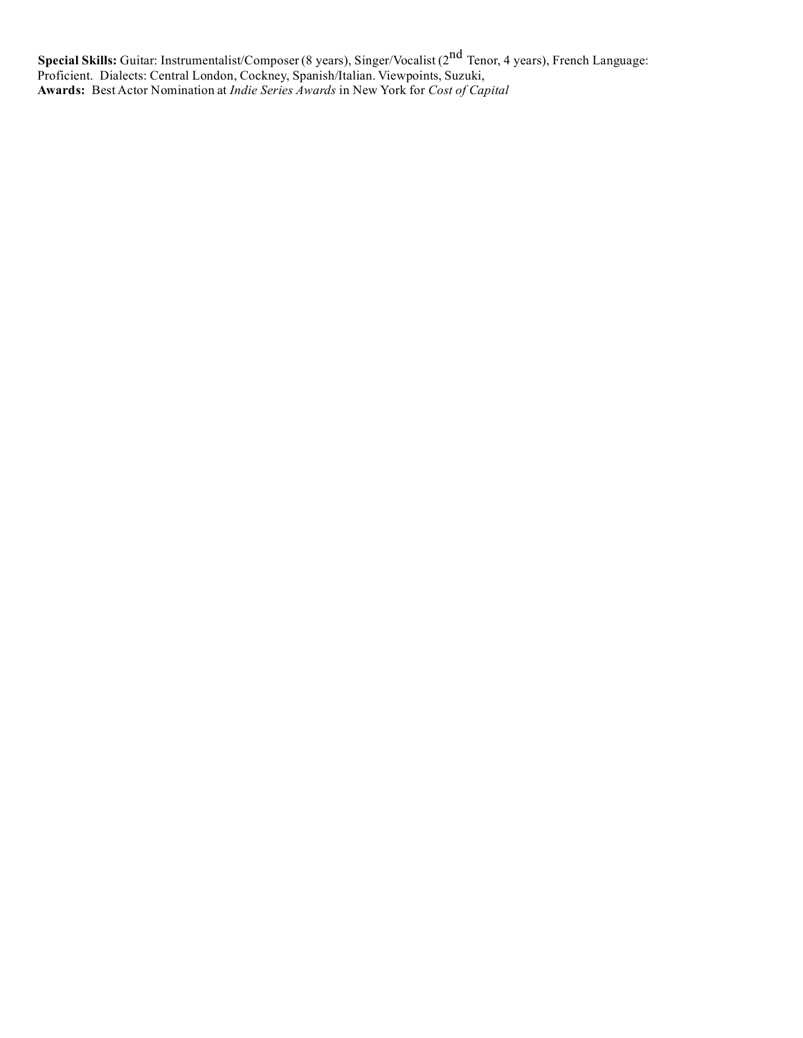**Special Skills:** Guitar: Instrumentalist/Composer (8 years), Singer/Vocalist (2nd Tenor, 4 years), French Language: Proficient. Dialects: Central London, Cockney, Spanish/Italian. Viewpoints, Suzuki,
**Awards:** Best Actor Nomination at *Indie Series Awards* in New York for *Cost of Capital*